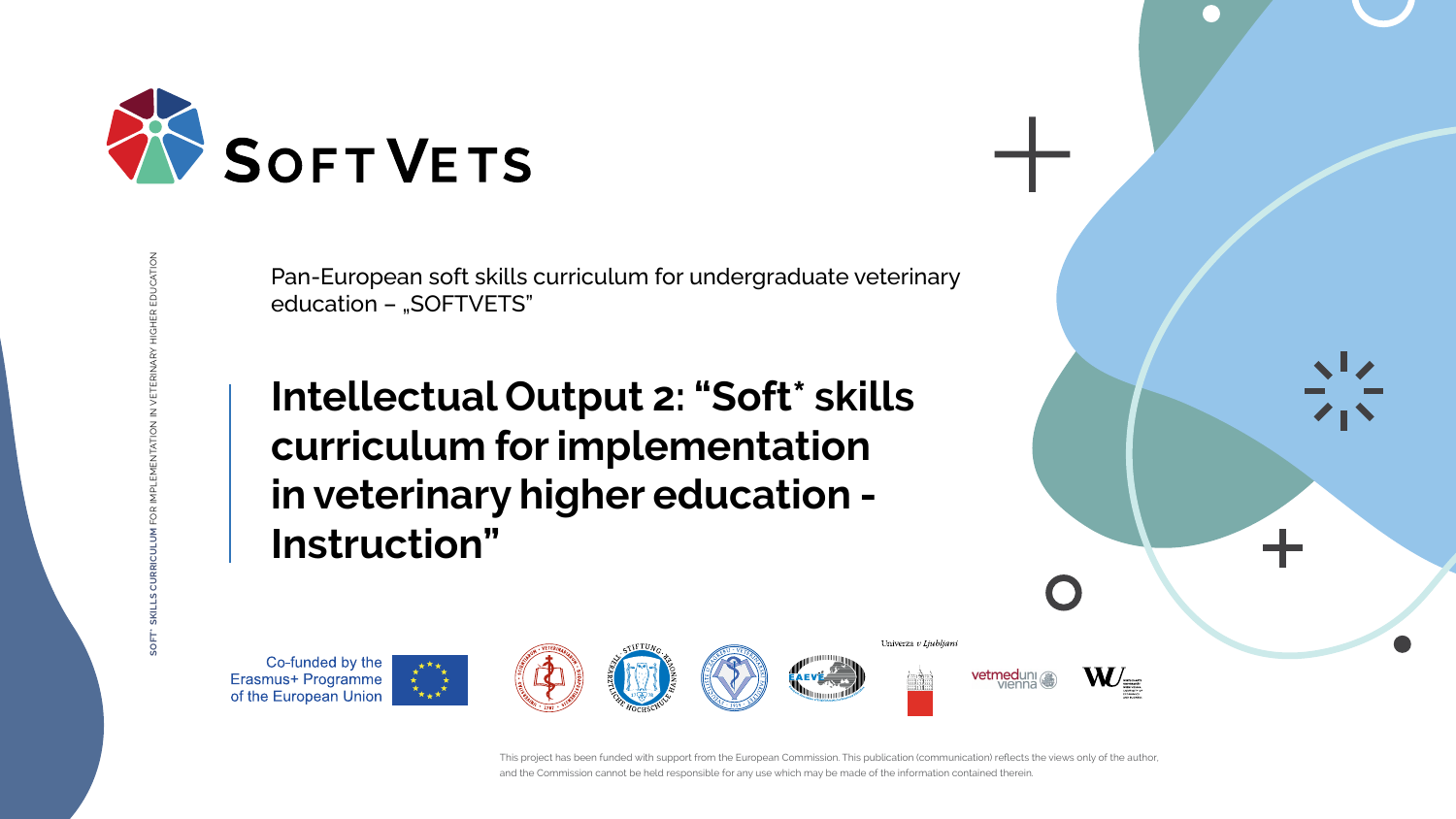# SOFT VETS

SOFT* SKILLS CURRICULUM FOR IMPLEMENTATION IN VETERINARY HIGHER EDUCATION

Pan-European soft skills curriculum for undergraduate veterinary education – „SOFTVETS"

## Intellectual Output 2: "Soft* skills curriculum for implementation in veterinary higher education - Instruction"

Co-funded by the Erasmus+ Programme of the European Union

Univerza v Ljubljani

vetmeduni vienna

This project has been funded with support from the European Commission. This publication (communication) reflects the views only of the author, and the Commission cannot be held responsible for any use which may be made of the information contained therein.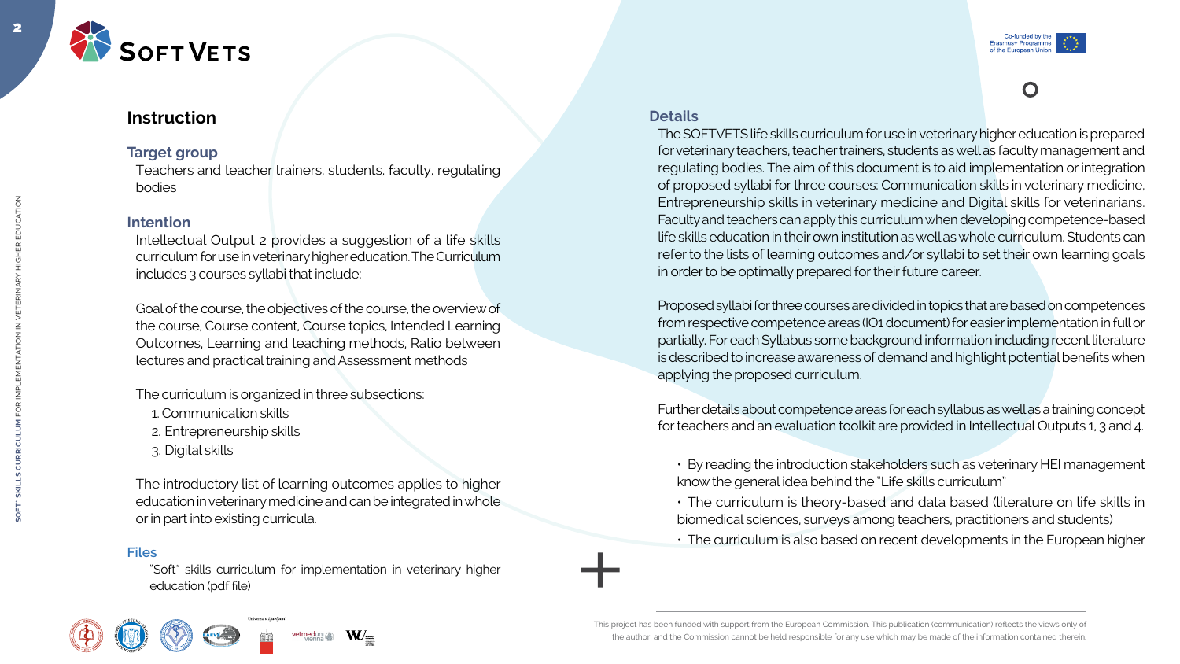## Instruction

### Target group

Teachers and teacher trainers, students, faculty, regulating bodies

### Intention

Intellectual Output 2 provides a suggestion of a life skills curriculum for use in veterinary higher education. The Curriculum includes 3 courses syllabi that include:

Goal of the course, the objectives of the course, the overview of the course, Course content, Course topics, Intended Learning Outcomes, Learning and teaching methods, Ratio between lectures and practical training and Assessment methods

The curriculum is organized in three subsections:

1. Communication skills
2. Entrepreneurship skills
3. Digital skills

The introductory list of learning outcomes applies to higher education in veterinary medicine and can be integrated in whole or in part into existing curricula.

### Files

"Soft" skills curriculum for implementation in veterinary higher education (pdf file)

### Details

The SOFTVETS life skills curriculum for use in veterinary higher education is prepared for veterinary teachers, teacher trainers, students as well as faculty management and regulating bodies. The aim of this document is to aid implementation or integration of proposed syllabi for three courses: Communication skills in veterinary medicine, Entrepreneurship skills in veterinary medicine and Digital skills for veterinarians. Faculty and teachers can apply this curriculum when developing competence-based life skills education in their own institution as well as whole curriculum. Students can refer to the lists of learning outcomes and/or syllabi to set their own learning goals in order to be optimally prepared for their future career.

Proposed syllabi for three courses are divided in topics that are based on competences from respective competence areas (IO1 document) for easier implementation in full or partially. For each Syllabus some background information including recent literature is described to increase awareness of demand and highlight potential benefits when applying the proposed curriculum.

Further details about competence areas for each syllabus as well as a training concept for teachers and an evaluation toolkit are provided in Intellectual Outputs 1, 3 and 4.

- By reading the introduction stakeholders such as veterinary HEI management know the general idea behind the "Life skills curriculum"
- The curriculum is theory-based and data based (literature on life skills in biomedical sciences, surveys among teachers, practitioners and students)
- The curriculum is also based on recent developments in the European higher

This project has been funded with support from the European Commission. This publication (communication) reflects the views only of the author, and the Commission cannot be held responsible for any use which may be made of the information contained therein.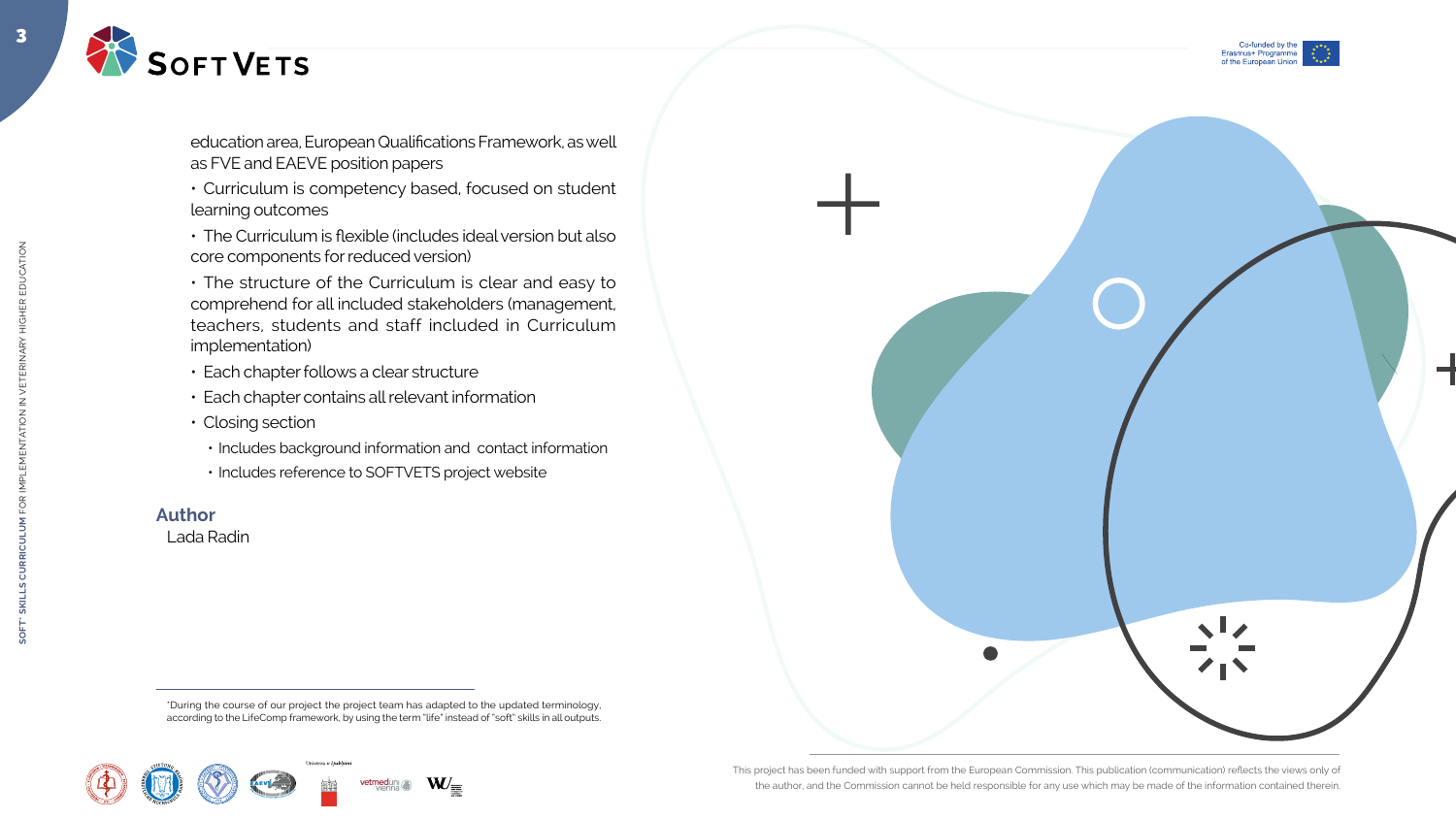education area, European Qualifications Framework, as well as FVE and EAEVE position papers

- Curriculum is competency based, focused on student learning outcomes
- The Curriculum is flexible (includes ideal version but also core components for reduced version)
- The structure of the Curriculum is clear and easy to comprehend for all included stakeholders (management, teachers, students and staff included in Curriculum implementation)
- Each chapter follows a clear structure
- Each chapter contains all relevant information
- Closing section
  - Includes background information and contact information
  - Includes reference to SOFTVETS project website

**Author**

Lada Radin

*During the course of our project the project team has adapted to the updated terminology, according to the LifeComp framework, by using the term "life" instead of "soft" skills in all outputs.

This project has been funded with support from the European Commission. This publication (communication) reflects the views only of the author, and the Commission cannot be held responsible for any use which may be made of the information contained therein.